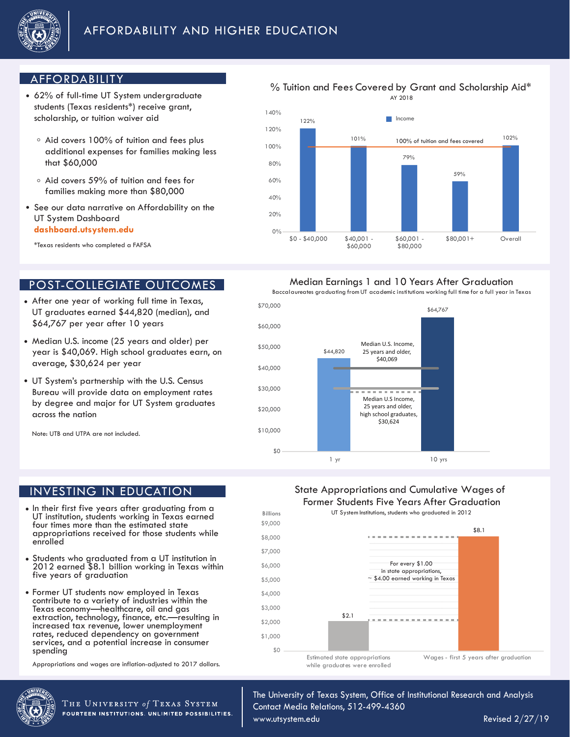# AFFORDABILITY AND HIGHER EDUCATION

## AFFORDABILITY

- 62% of full-time UT System undergraduate students (Texas residents*) receive grant, scholarship, or tuition waiver aid
  - Aid covers 100% of tuition and fees plus additional expenses for families making less that $60,000
  - Aid covers 59% of tuition and fees for families making more than $80,000
- See our data narrative on Affordability on the UT System Dashboard **dashboard.utsystem.edu**

*Texas residents who completed a FAFSA

### % Tuition and Fees Covered by Grant and Scholarship Aid*

AY 2018

| Income | % Tuition and Fees Covered |
|---|---|
| $0 - $40,000 | 122% |
| $40,001 - $60,000 | 101% |
| $60,001 - $80,000 | 79% |
| $80,001+ | 59% |
| Overall | 102% |

100% of tuition and fees covered

## POST-COLLEGIATE OUTCOMES

- After one year of working full time in Texas, UT graduates earned $44,820 (median), and $64,767 per year after 10 years
- Median U.S. income (25 years and older) per year is $40,069. High school graduates earn, on average, $30,624 per year
- UT System's partnership with the U.S. Census Bureau will provide data on employment rates by degree and major for UT System graduates across the nation

Note: UTB and UTPA are not included.

### Median Earnings 1 and 10 Years After Graduation

Baccalaureates graduating from UT academic institutions working full time for a full year in Texas

| Years After Graduation | Median Earnings |
|---|---|
| 1 yr | $44,820 |
| 10 yrs | $64,767 |

Median U.S. Income, 25 years and older, $40,069

Median U.S Income, 25 years and older, high school graduates, $30,624

## INVESTING IN EDUCATION

- In their first five years after graduating from a UT institution, students working in Texas earned four times more than the estimated state appropriations received for those students while enrolled
- Students who graduated from a UT institution in 2012 earned $8.1 billion working in Texas within five years of graduation
- Former UT students now employed in Texas contribute to a variety of industries within the Texas economy—healthcare, oil and gas extraction, technology, finance, etc.—resulting in increased tax revenue, lower unemployment rates, reduced dependency on government services, and a potential increase in consumer spending

Appropriations and wages are inflation-adjusted to 2017 dollars.

### State Appropriations and Cumulative Wages of Former Students Five Years After Graduation

UT System Institutions, students who graduated in 2012

| | Billions |
|---|---|
| Estimated state appropriations while graduates were enrolled | $2.1 |
| Wages - first 5 years after graduation | $8.1 |

For every $1.00 in state appropriations, ~ $4.00 earned working in Texas

The University of Texas System
FOURTEEN INSTITUTIONS. UNLIMITED POSSIBILITIES.

The University of Texas System, Office of Institutional Research and Analysis
Contact Media Relations, 512-499-4360
www.utsystem.edu

Revised 2/27/19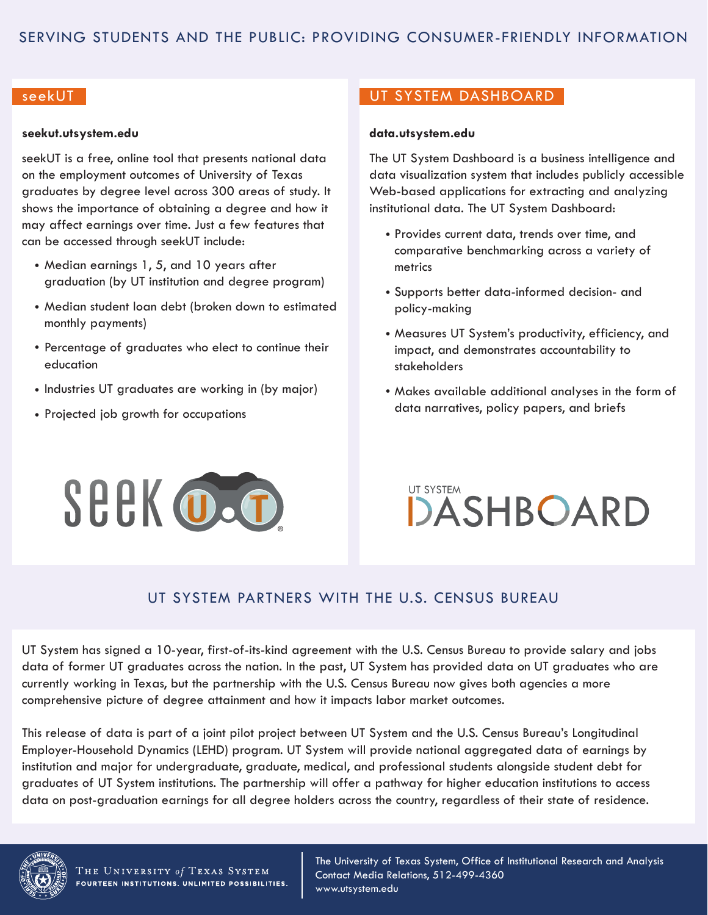# SERVING STUDENTS AND THE PUBLIC: PROVIDING CONSUMER-FRIENDLY INFORMATION

## seekUT

**seekut.utsystem.edu**

seekUT is a free, online tool that presents national data on the employment outcomes of University of Texas graduates by degree level across 300 areas of study. It shows the importance of obtaining a degree and how it may affect earnings over time. Just a few features that can be accessed through seekUT include:

- Median earnings 1, 5, and 10 years after graduation (by UT institution and degree program)
- Median student loan debt (broken down to estimated monthly payments)
- Percentage of graduates who elect to continue their education
- Industries UT graduates are working in (by major)
- Projected job growth for occupations

## UT SYSTEM DASHBOARD

**data.utsystem.edu**

The UT System Dashboard is a business intelligence and data visualization system that includes publicly accessible Web-based applications for extracting and analyzing institutional data. The UT System Dashboard:

- Provides current data, trends over time, and comparative benchmarking across a variety of metrics
- Supports better data-informed decision- and policy-making
- Measures UT System's productivity, efficiency, and impact, and demonstrates accountability to stakeholders
- Makes available additional analyses in the form of data narratives, policy papers, and briefs

## UT SYSTEM PARTNERS WITH THE U.S. CENSUS BUREAU

UT System has signed a 10-year, first-of-its-kind agreement with the U.S. Census Bureau to provide salary and jobs data of former UT graduates across the nation. In the past, UT System has provided data on UT graduates who are currently working in Texas, but the partnership with the U.S. Census Bureau now gives both agencies a more comprehensive picture of degree attainment and how it impacts labor market outcomes.

This release of data is part of a joint pilot project between UT System and the U.S. Census Bureau's Longitudinal Employer-Household Dynamics (LEHD) program. UT System will provide national aggregated data of earnings by institution and major for undergraduate, graduate, medical, and professional students alongside student debt for graduates of UT System institutions. The partnership will offer a pathway for higher education institutions to access data on post-graduation earnings for all degree holders across the country, regardless of their state of residence.

The University of Texas System
FOURTEEN INSTITUTIONS. UNLIMITED POSSIBILITIES.

The University of Texas System, Office of Institutional Research and Analysis
Contact Media Relations, 512-499-4360
www.utsystem.edu